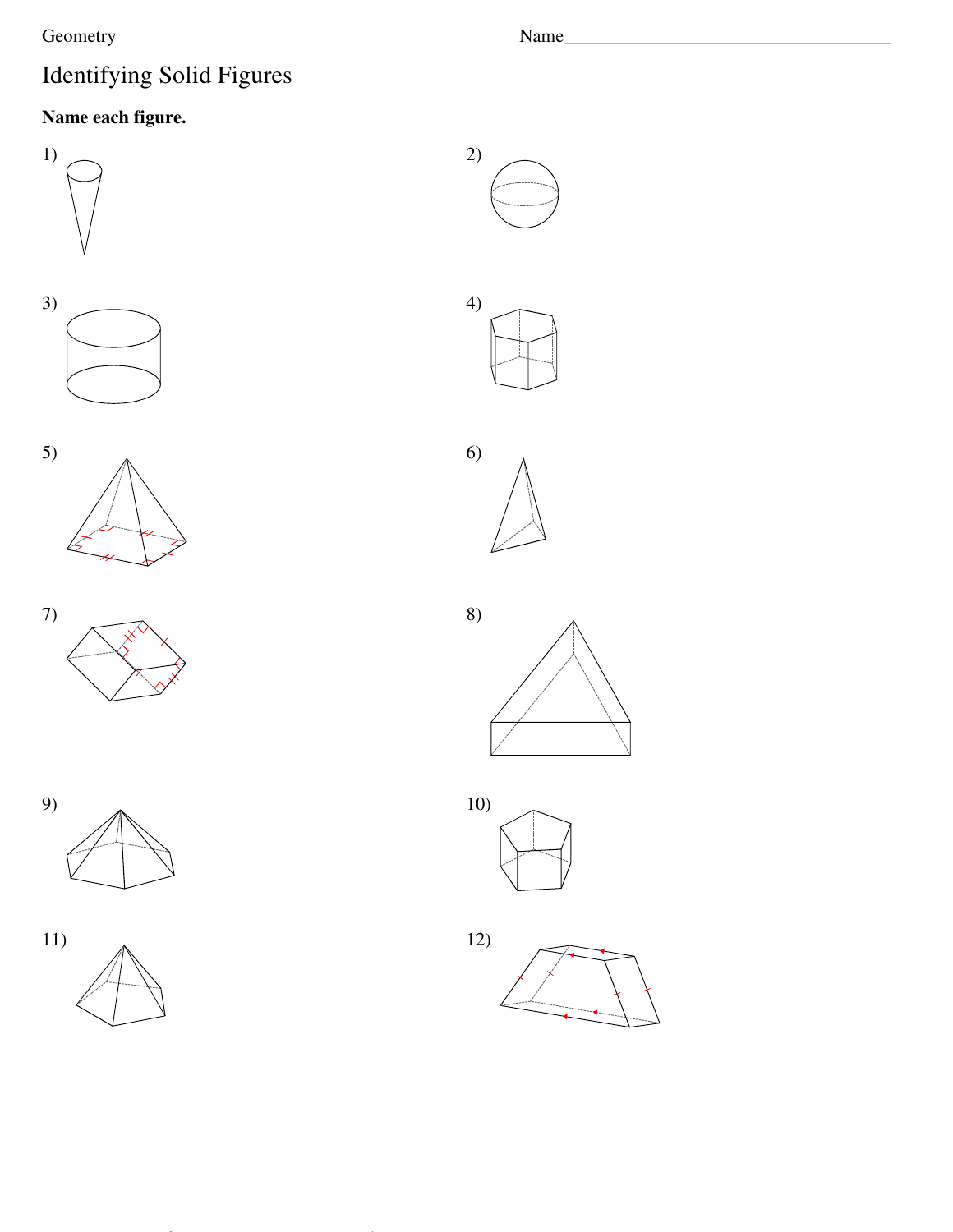Geometry

Name___________________________________

# Identifying Solid Figures

**Name each figure.**

1)

2)

3)

4)

5)

6)

7)

8)

9)

10)

11)

12)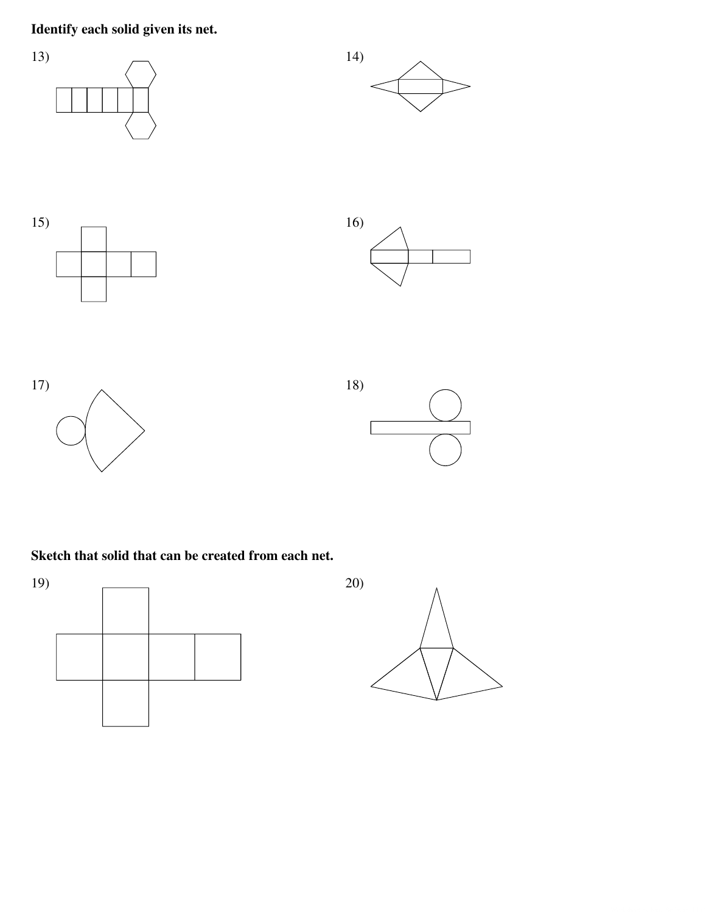**Identify each solid given its net.**

13)

14)

15)

16)

17)

18)

**Sketch that solid that can be created from each net.**

19)

20)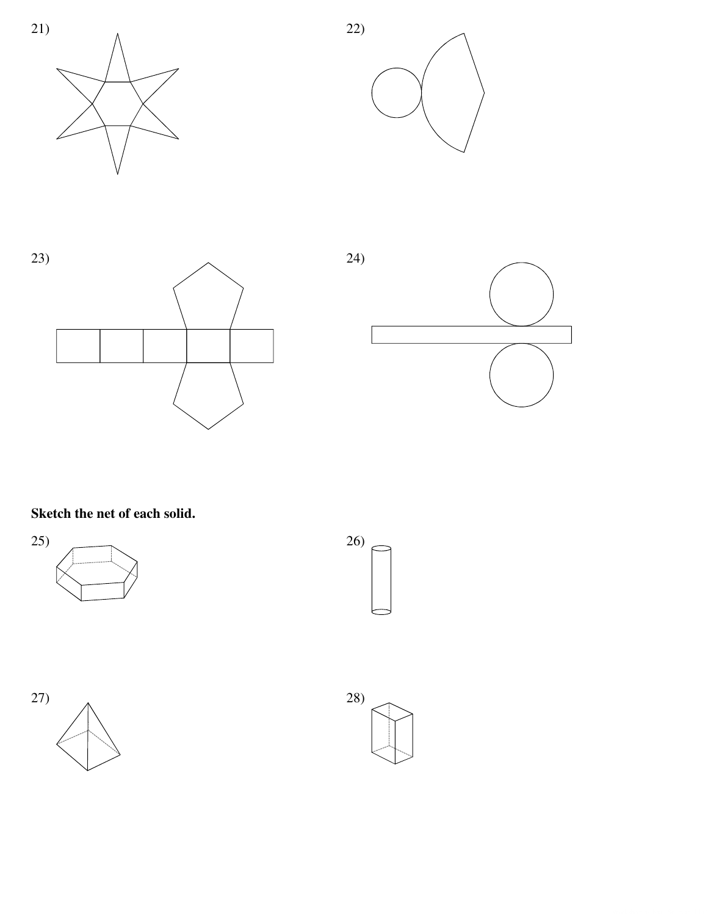21)

22)

23)

24)

**Sketch the net of each solid.**

25)

26)

27)

28)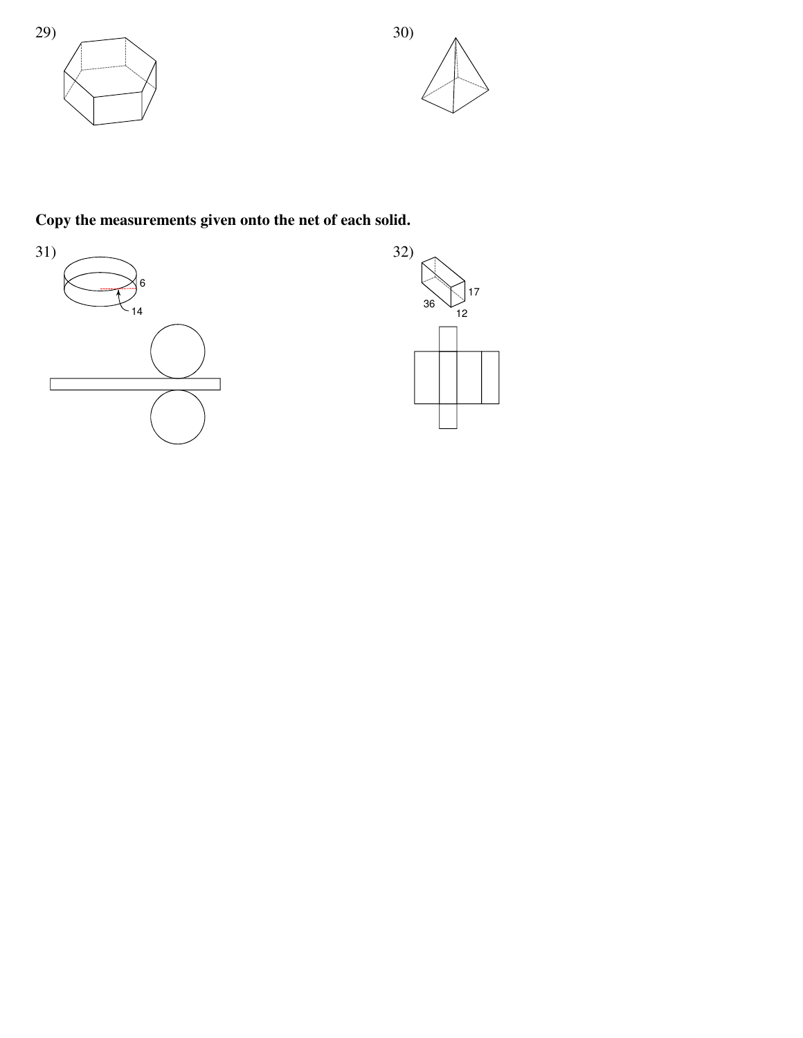29)

30)

**Copy the measurements given onto the net of each solid.**

31)

6

14

32)

17

36

12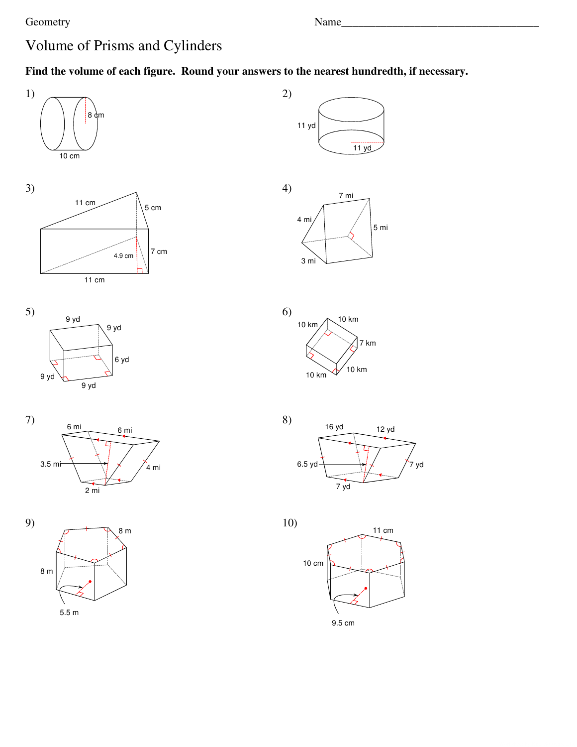Geometry

Name___________________________________

# Volume of Prisms and Cylinders

**Find the volume of each figure. Round your answers to the nearest hundredth, if necessary.**

1) 8 cm; 10 cm

2) 11 yd; 11 yd

3) 11 cm; 5 cm; 4.9 cm; 7 cm; 11 cm

4) 7 mi; 4 mi; 5 mi; 3 mi

5) 9 yd; 9 yd; 6 yd; 9 yd; 9 yd

6) 10 km; 10 km; 7 km; 10 km; 10 km

7) 6 mi; 6 mi; 3.5 mi; 4 mi; 2 mi

8) 16 yd; 12 yd; 6.5 yd; 7 yd; 7 yd

9) 8 m; 8 m; 5.5 m

10) 11 cm; 10 cm; 9.5 cm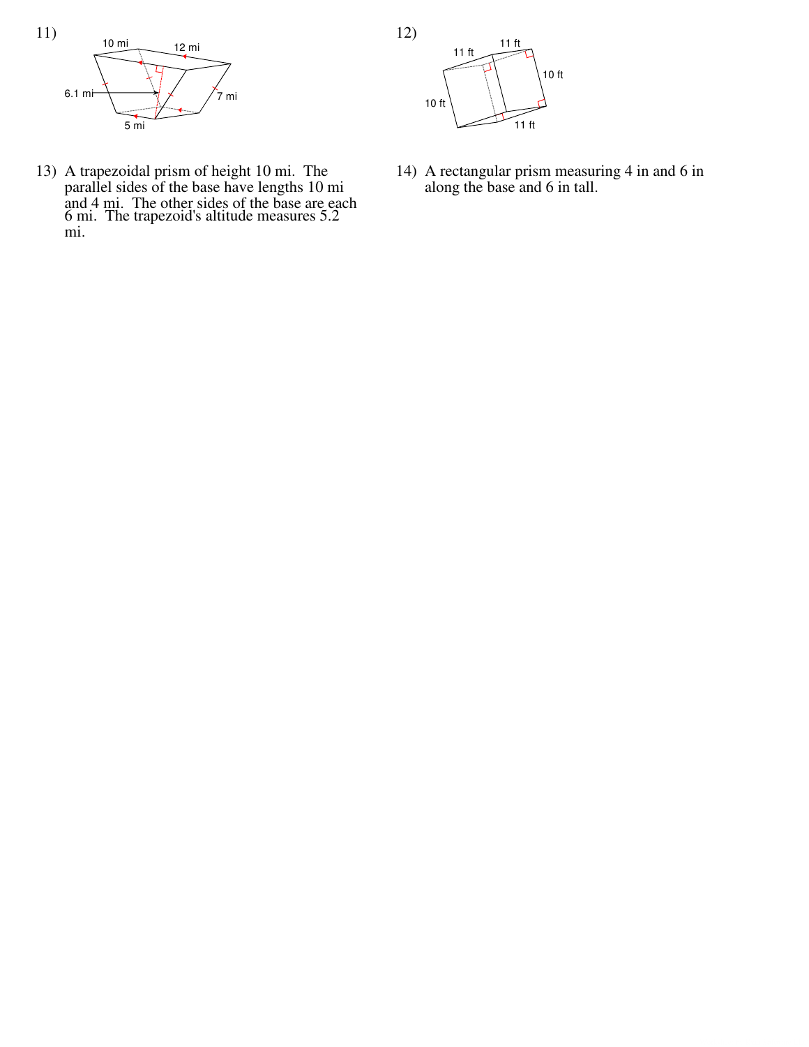11)

10 mi

12 mi

6.1 mi

7 mi

5 mi

12)

11 ft

11 ft

10 ft

10 ft

11 ft

13) A trapezoidal prism of height 10 mi. The parallel sides of the base have lengths 10 mi and 4 mi. The other sides of the base are each 6 mi. The trapezoid's altitude measures 5.2 mi.

14) A rectangular prism measuring 4 in and 6 in along the base and 6 in tall.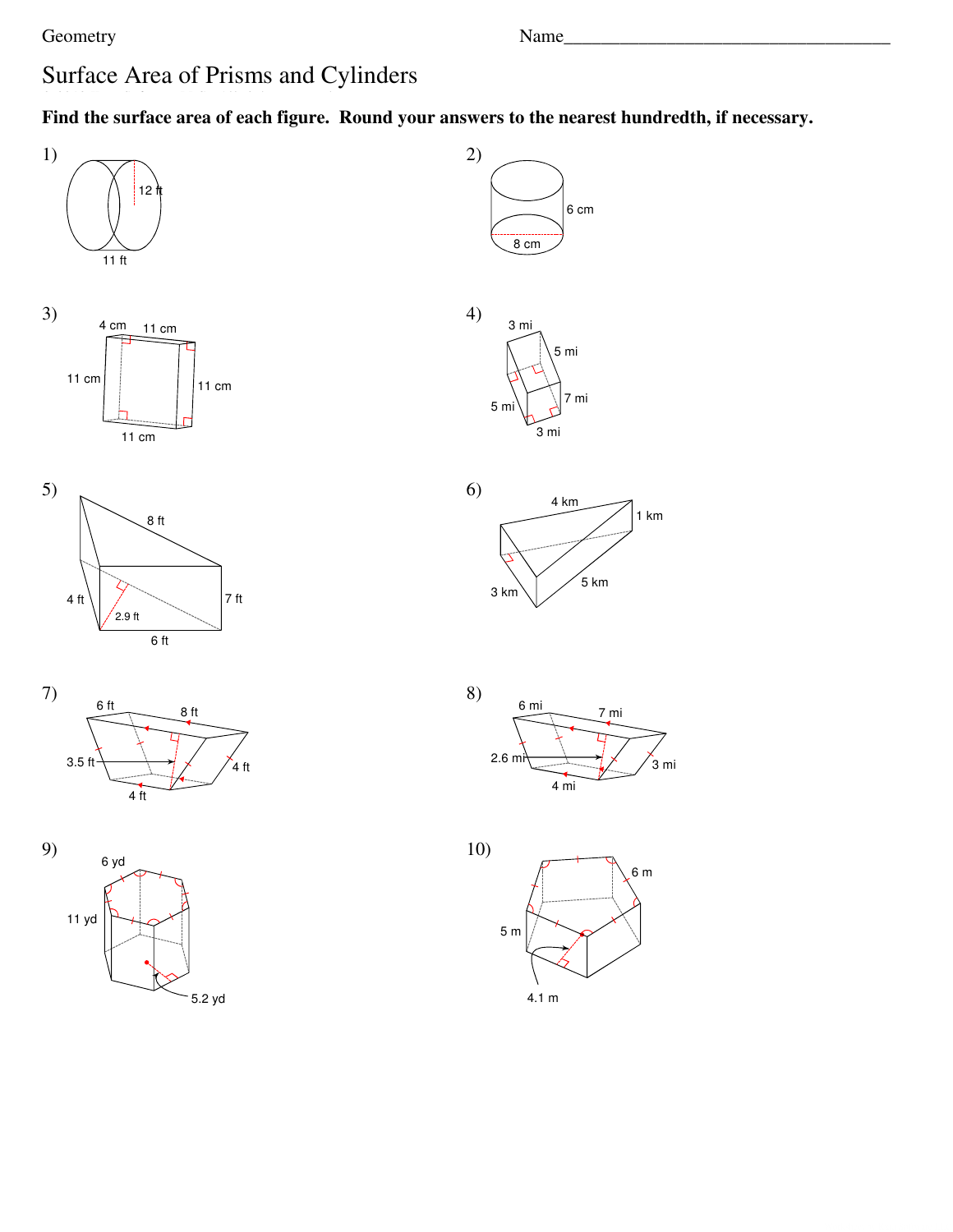Geometry

Name___________________________________

# Surface Area of Prisms and Cylinders

**Find the surface area of each figure. Round your answers to the nearest hundredth, if necessary.**

1) 12 ft; 11 ft

2) 6 cm; 8 cm

3) 4 cm; 11 cm; 11 cm; 11 cm; 11 cm

4) 3 mi; 5 mi; 5 mi; 7 mi; 3 mi

5) 8 ft; 4 ft; 2.9 ft; 7 ft; 6 ft

6) 4 km; 1 km; 3 km; 5 km

7) 6 ft; 8 ft; 3.5 ft; 4 ft; 4 ft

8) 6 mi; 7 mi; 2.6 mi; 3 mi; 4 mi

9) 6 yd; 11 yd; 5.2 yd

10) 6 m; 5 m; 4.1 m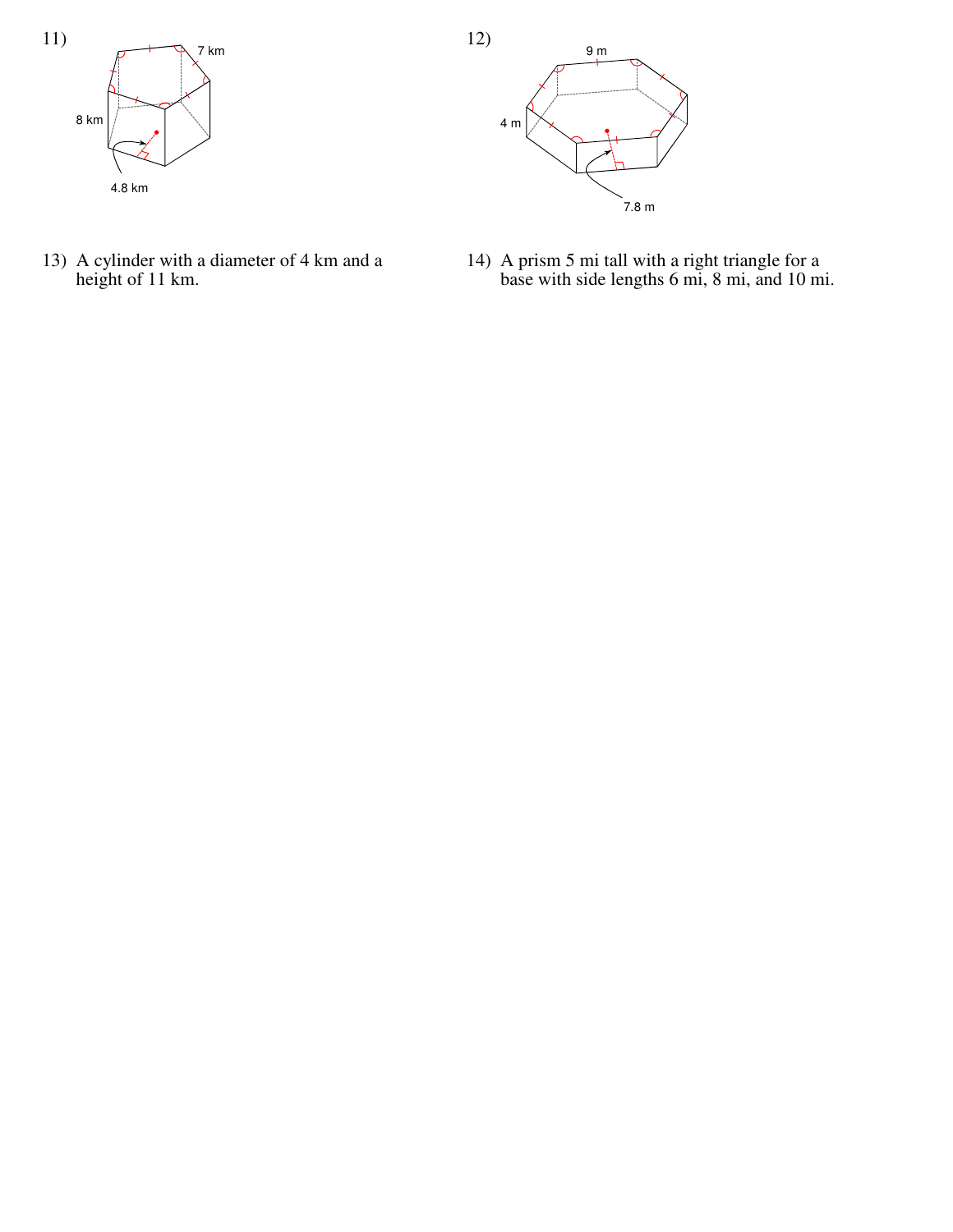11)

8 km

7 km

4.8 km

12)

9 m

4 m

7.8 m

13) A cylinder with a diameter of 4 km and a height of 11 km.

14) A prism 5 mi tall with a right triangle for a base with side lengths 6 mi, 8 mi, and 10 mi.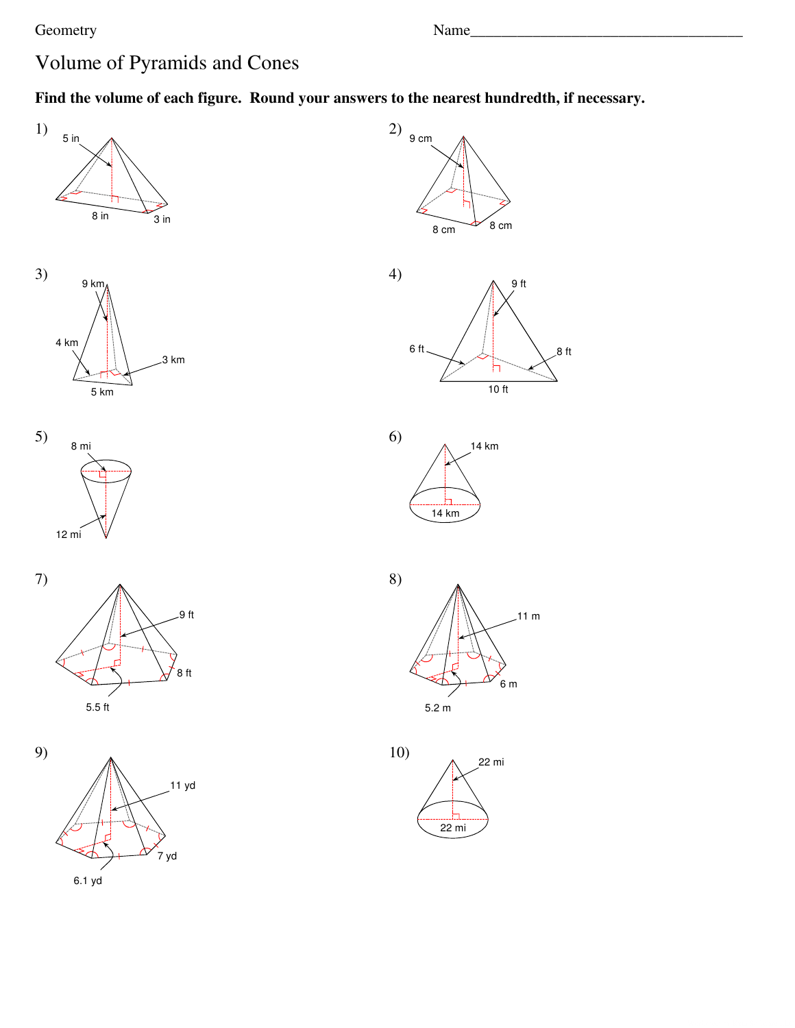Geometry Name___________________________________

# Volume of Pyramids and Cones

**Find the volume of each figure. Round your answers to the nearest hundredth, if necessary.**

1) 5 in, 8 in, 3 in

2) 9 cm, 8 cm, 8 cm

3) 9 km, 4 km, 3 km, 5 km

4) 9 ft, 6 ft, 8 ft, 10 ft

5) 8 mi, 12 mi

6) 14 km, 14 km

7) 9 ft, 8 ft, 5.5 ft

8) 11 m, 6 m, 5.2 m

9) 11 yd, 7 yd, 6.1 yd

10) 22 mi, 22 mi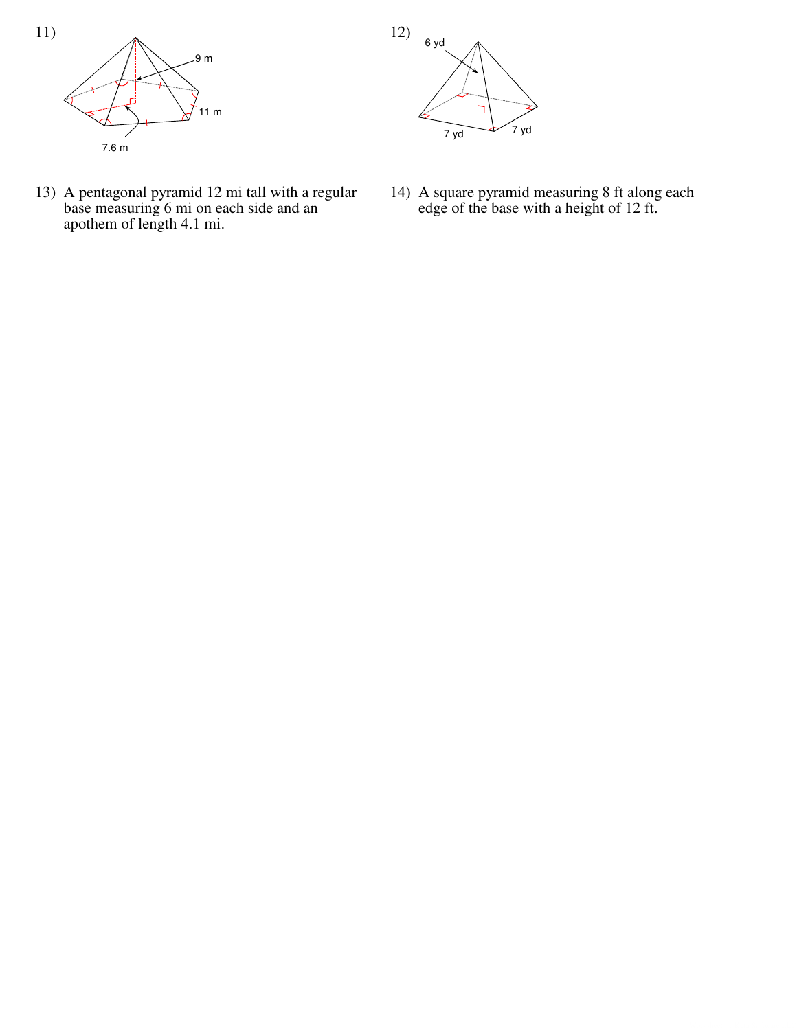11)

9 m

11 m

7.6 m

12)

6 yd

7 yd

7 yd

13) A pentagonal pyramid 12 mi tall with a regular base measuring 6 mi on each side and an apothem of length 4.1 mi.

14) A square pyramid measuring 8 ft along each edge of the base with a height of 12 ft.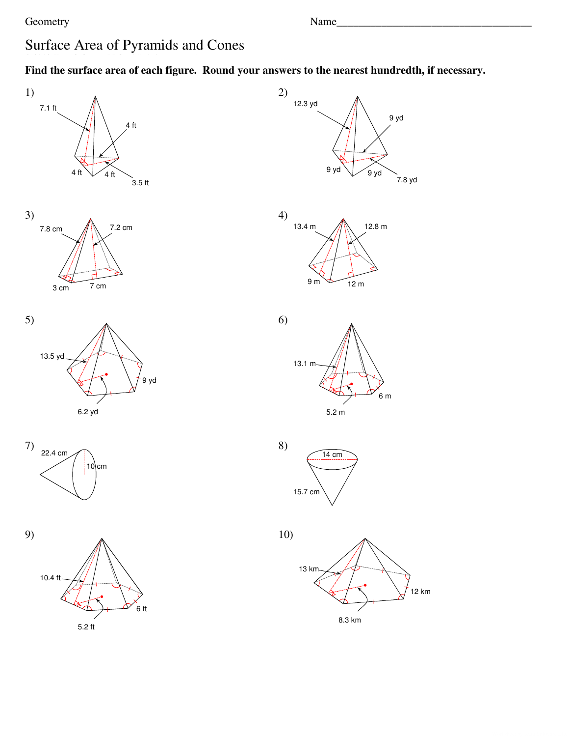Geometry

Name___________________________________

# Surface Area of Pyramids and Cones

**Find the surface area of each figure. Round your answers to the nearest hundredth, if necessary.**

1)

7.1 ft

4 ft

4 ft

4 ft

3.5 ft

2)

12.3 yd

9 yd

9 yd

9 yd

7.8 yd

3)

7.8 cm

7.2 cm

3 cm

7 cm

4)

13.4 m

12.8 m

9 m

12 m

5)

13.5 yd

9 yd

6.2 yd

6)

13.1 m

6 m

5.2 m

7)

22.4 cm

10 cm

8)

14 cm

15.7 cm

9)

10.4 ft

6 ft

5.2 ft

10)

13 km

12 km

8.3 km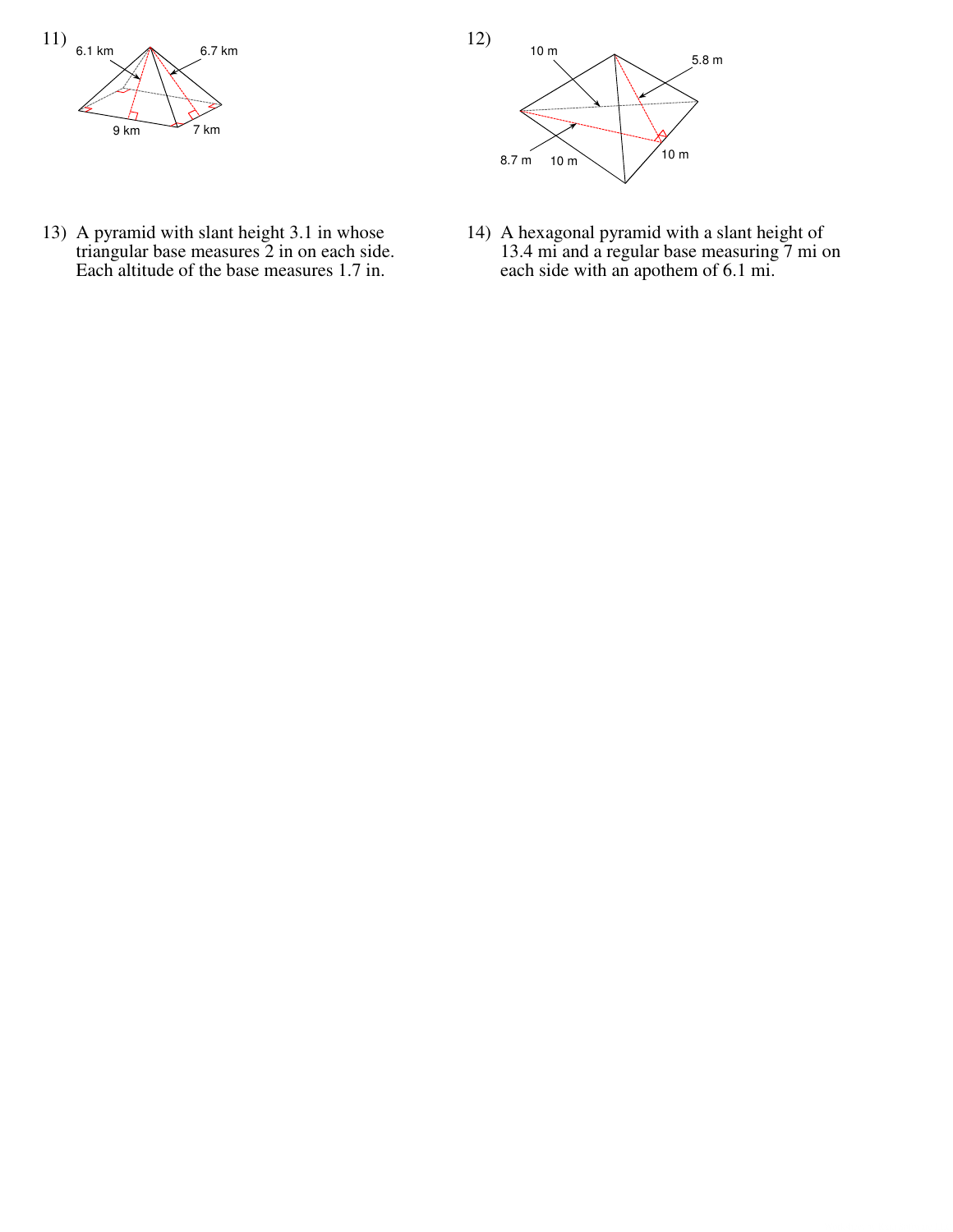11)

6.1 km

6.7 km

9 km

7 km

12)

10 m

5.8 m

8.7 m

10 m

10 m

13) A pyramid with slant height 3.1 in whose triangular base measures 2 in on each side. Each altitude of the base measures 1.7 in.

14) A hexagonal pyramid with a slant height of 13.4 mi and a regular base measuring 7 mi on each side with an apothem of 6.1 mi.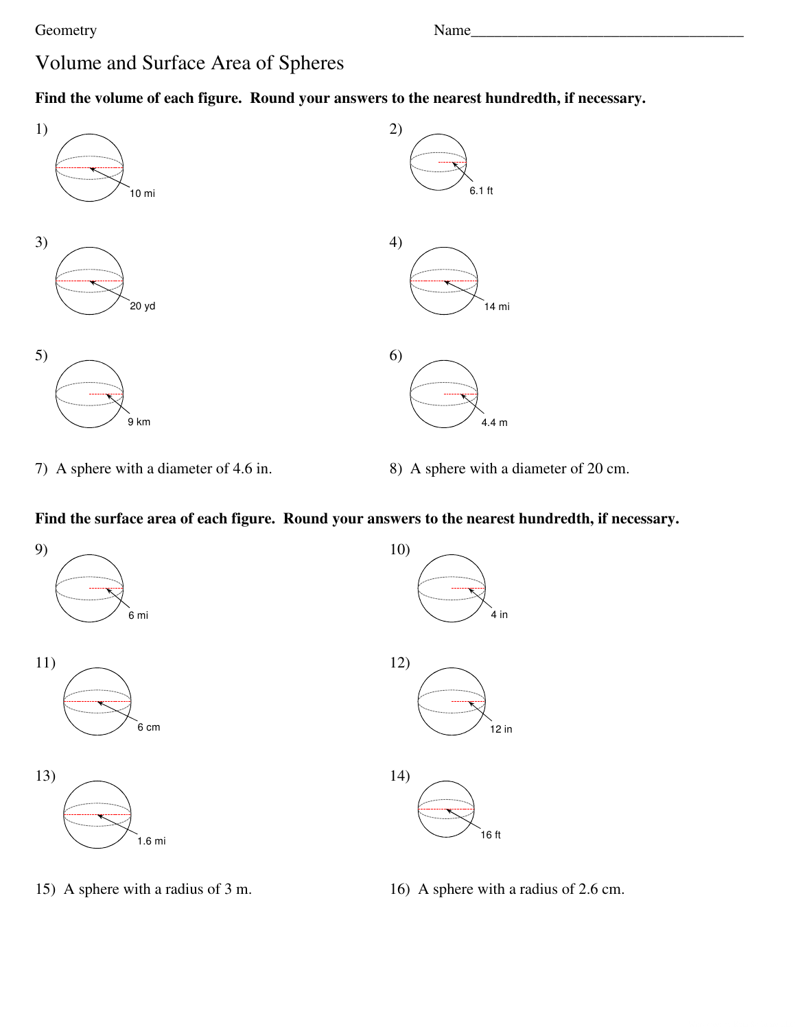Geometry Name___________________________________

# Volume and Surface Area of Spheres

**Find the volume of each figure. Round your answers to the nearest hundredth, if necessary.**

1)

10 mi

2)

6.1 ft

3)

20 yd

4)

14 mi

5)

9 km

6)

4.4 m

7) A sphere with a diameter of 4.6 in.

8) A sphere with a diameter of 20 cm.

**Find the surface area of each figure. Round your answers to the nearest hundredth, if necessary.**

9)

6 mi

10)

4 in

11)

6 cm

12)

12 in

13)

1.6 mi

14)

16 ft

15) A sphere with a radius of 3 m.

16) A sphere with a radius of 2.6 cm.